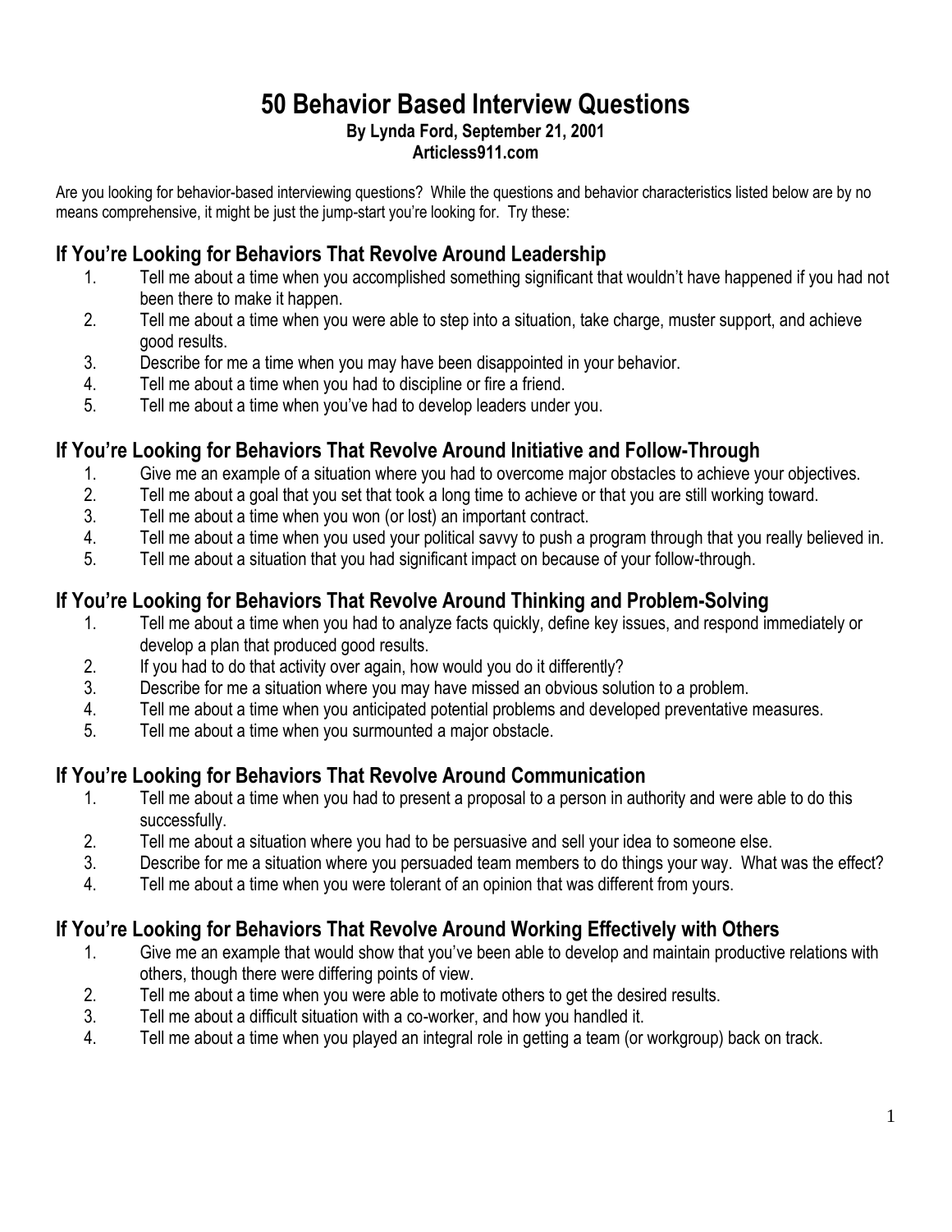# 50 Behavior Based Interview Questions

**By Lynda Ford, September 21, 2001**
**Articless911.com**

Are you looking for behavior-based interviewing questions? While the questions and behavior characteristics listed below are by no means comprehensive, it might be just the jump-start you're looking for. Try these:

## If You're Looking for Behaviors That Revolve Around Leadership

1. Tell me about a time when you accomplished something significant that wouldn't have happened if you had not been there to make it happen.
2. Tell me about a time when you were able to step into a situation, take charge, muster support, and achieve good results.
3. Describe for me a time when you may have been disappointed in your behavior.
4. Tell me about a time when you had to discipline or fire a friend.
5. Tell me about a time when you've had to develop leaders under you.

## If You're Looking for Behaviors That Revolve Around Initiative and Follow-Through

1. Give me an example of a situation where you had to overcome major obstacles to achieve your objectives.
2. Tell me about a goal that you set that took a long time to achieve or that you are still working toward.
3. Tell me about a time when you won (or lost) an important contract.
4. Tell me about a time when you used your political savvy to push a program through that you really believed in.
5. Tell me about a situation that you had significant impact on because of your follow-through.

## If You're Looking for Behaviors That Revolve Around Thinking and Problem-Solving

1. Tell me about a time when you had to analyze facts quickly, define key issues, and respond immediately or develop a plan that produced good results.
2. If you had to do that activity over again, how would you do it differently?
3. Describe for me a situation where you may have missed an obvious solution to a problem.
4. Tell me about a time when you anticipated potential problems and developed preventative measures.
5. Tell me about a time when you surmounted a major obstacle.

## If You're Looking for Behaviors That Revolve Around Communication

1. Tell me about a time when you had to present a proposal to a person in authority and were able to do this successfully.
2. Tell me about a situation where you had to be persuasive and sell your idea to someone else.
3. Describe for me a situation where you persuaded team members to do things your way. What was the effect?
4. Tell me about a time when you were tolerant of an opinion that was different from yours.

## If You're Looking for Behaviors That Revolve Around Working Effectively with Others

1. Give me an example that would show that you've been able to develop and maintain productive relations with others, though there were differing points of view.
2. Tell me about a time when you were able to motivate others to get the desired results.
3. Tell me about a difficult situation with a co-worker, and how you handled it.
4. Tell me about a time when you played an integral role in getting a team (or workgroup) back on track.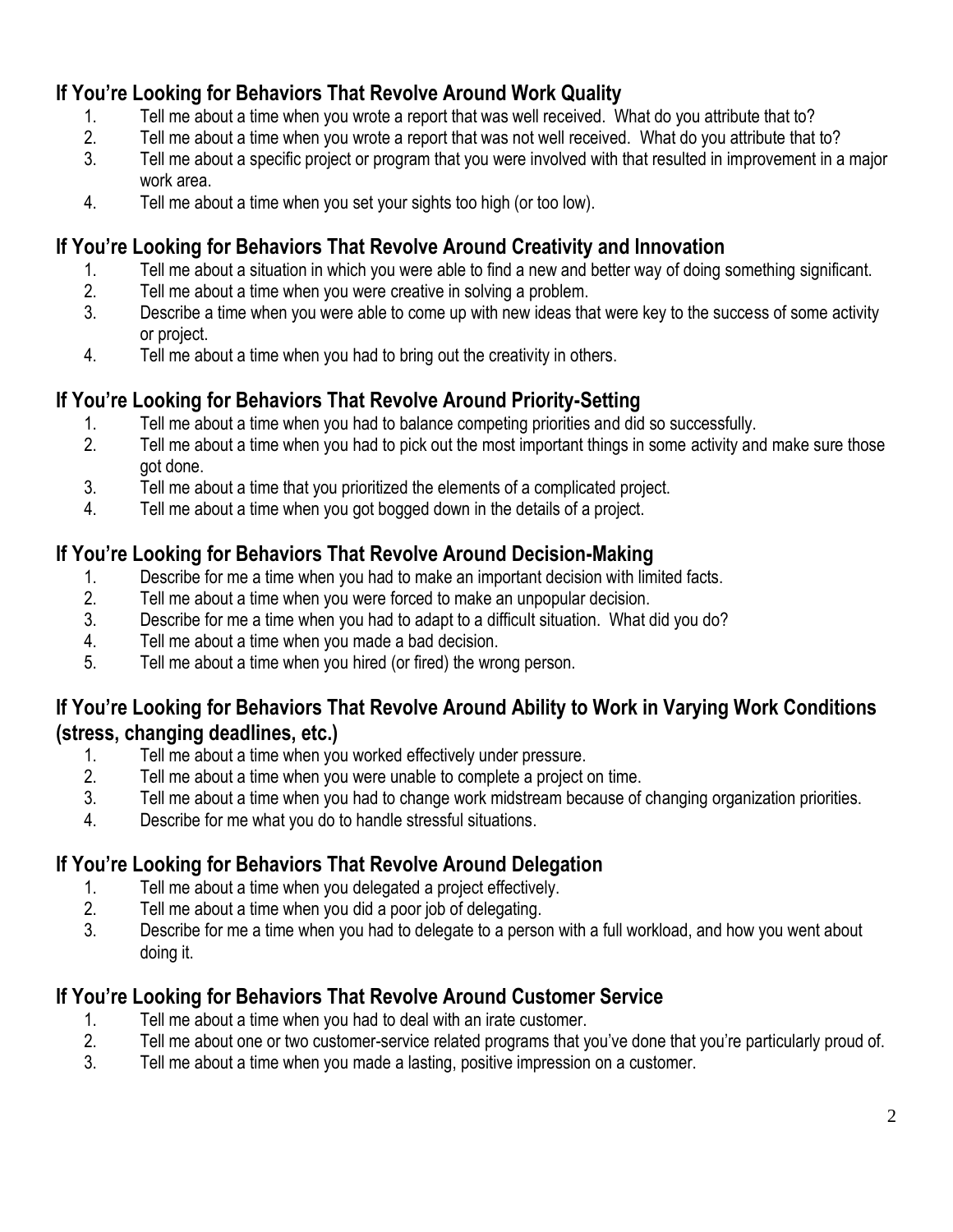## If You're Looking for Behaviors That Revolve Around Work Quality

1. Tell me about a time when you wrote a report that was well received. What do you attribute that to?
2. Tell me about a time when you wrote a report that was not well received. What do you attribute that to?
3. Tell me about a specific project or program that you were involved with that resulted in improvement in a major work area.
4. Tell me about a time when you set your sights too high (or too low).

## If You're Looking for Behaviors That Revolve Around Creativity and Innovation

1. Tell me about a situation in which you were able to find a new and better way of doing something significant.
2. Tell me about a time when you were creative in solving a problem.
3. Describe a time when you were able to come up with new ideas that were key to the success of some activity or project.
4. Tell me about a time when you had to bring out the creativity in others.

## If You're Looking for Behaviors That Revolve Around Priority-Setting

1. Tell me about a time when you had to balance competing priorities and did so successfully.
2. Tell me about a time when you had to pick out the most important things in some activity and make sure those got done.
3. Tell me about a time that you prioritized the elements of a complicated project.
4. Tell me about a time when you got bogged down in the details of a project.

## If You're Looking for Behaviors That Revolve Around Decision-Making

1. Describe for me a time when you had to make an important decision with limited facts.
2. Tell me about a time when you were forced to make an unpopular decision.
3. Describe for me a time when you had to adapt to a difficult situation. What did you do?
4. Tell me about a time when you made a bad decision.
5. Tell me about a time when you hired (or fired) the wrong person.

## If You're Looking for Behaviors That Revolve Around Ability to Work in Varying Work Conditions (stress, changing deadlines, etc.)

1. Tell me about a time when you worked effectively under pressure.
2. Tell me about a time when you were unable to complete a project on time.
3. Tell me about a time when you had to change work midstream because of changing organization priorities.
4. Describe for me what you do to handle stressful situations.

## If You're Looking for Behaviors That Revolve Around Delegation

1. Tell me about a time when you delegated a project effectively.
2. Tell me about a time when you did a poor job of delegating.
3. Describe for me a time when you had to delegate to a person with a full workload, and how you went about doing it.

## If You're Looking for Behaviors That Revolve Around Customer Service

1. Tell me about a time when you had to deal with an irate customer.
2. Tell me about one or two customer-service related programs that you've done that you're particularly proud of.
3. Tell me about a time when you made a lasting, positive impression on a customer.